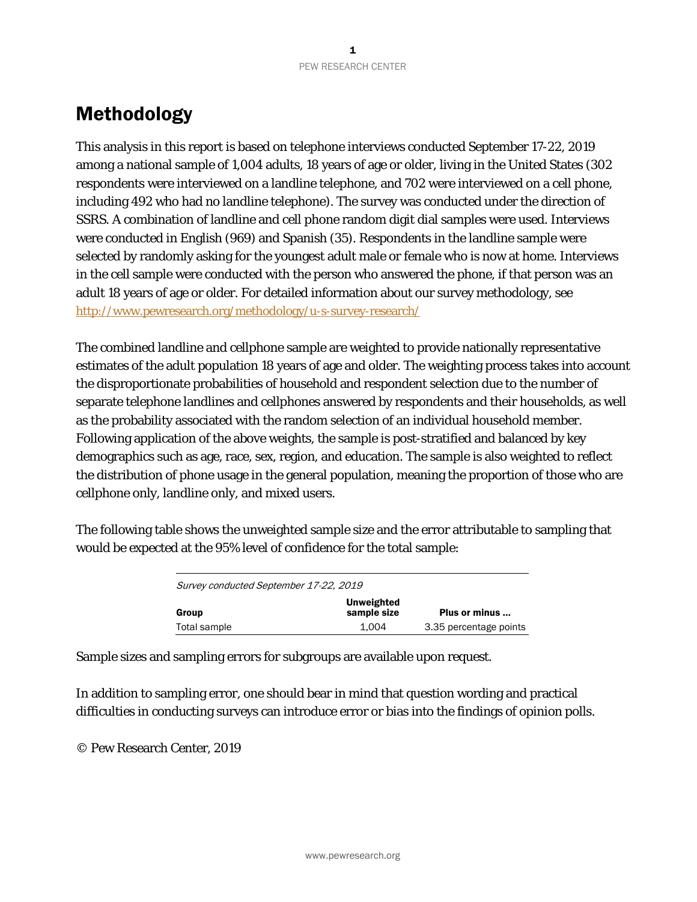# Methodology

This analysis in this report is based on telephone interviews conducted September 17-22, 2019 among a national sample of 1,004 adults, 18 years of age or older, living in the United States (302 respondents were interviewed on a landline telephone, and 702 were interviewed on a cell phone, including 492 who had no landline telephone). The survey was conducted under the direction of SSRS. A combination of landline and cell phone random digit dial samples were used. Interviews were conducted in English (969) and Spanish (35). Respondents in the landline sample were selected by randomly asking for the youngest adult male or female who is now at home. Interviews in the cell sample were conducted with the person who answered the phone, if that person was an adult 18 years of age or older. For detailed information about our survey methodology, see http://www.pewresearch.org/methodology/u-s-survey-research/

The combined landline and cellphone sample are weighted to provide nationally representative estimates of the adult population 18 years of age and older. The weighting process takes into account the disproportionate probabilities of household and respondent selection due to the number of separate telephone landlines and cellphones answered by respondents and their households, as well as the probability associated with the random selection of an individual household member. Following application of the above weights, the sample is post-stratified and balanced by key demographics such as age, race, sex, region, and education. The sample is also weighted to reflect the distribution of phone usage in the general population, meaning the proportion of those who are cellphone only, landline only, and mixed users.

The following table shows the unweighted sample size and the error attributable to sampling that would be expected at the 95% level of confidence for the total sample:

*Survey conducted September 17-22, 2019*

| Group | Unweighted sample size | Plus or minus ... |
|---|---|---|
| Total sample | 1,004 | 3.35 percentage points |

Sample sizes and sampling errors for subgroups are available upon request.

In addition to sampling error, one should bear in mind that question wording and practical difficulties in conducting surveys can introduce error or bias into the findings of opinion polls.

© Pew Research Center, 2019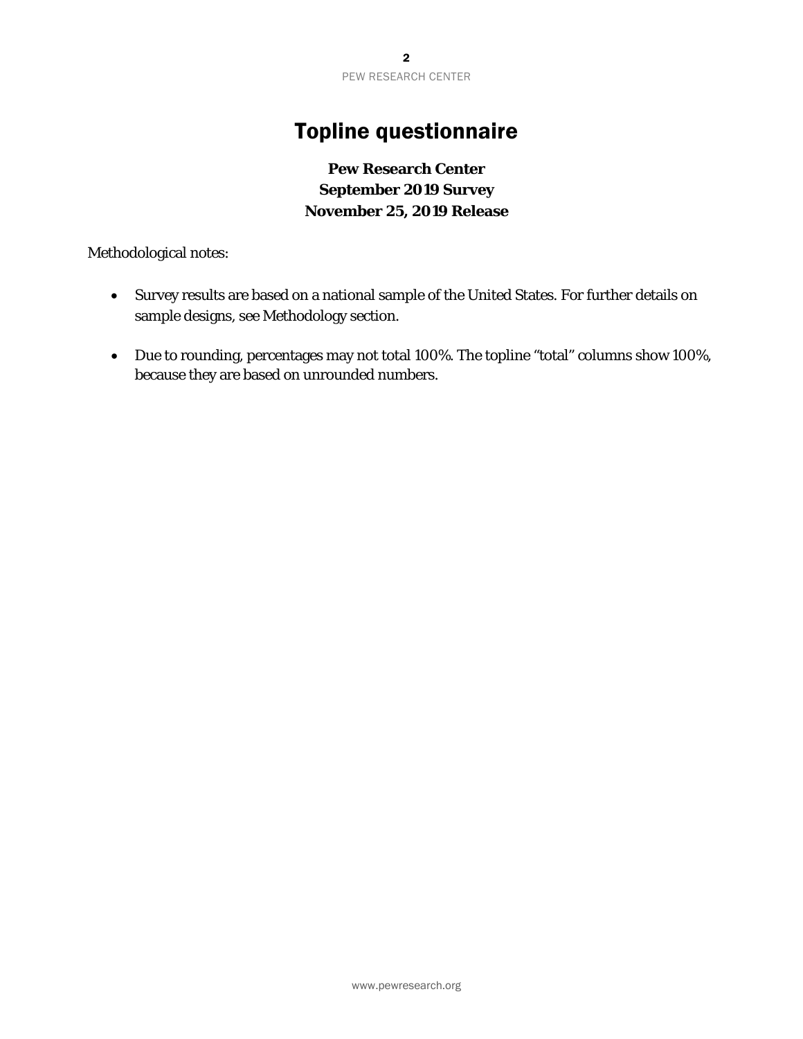# Topline questionnaire

**Pew Research Center**
**September 2019 Survey**
**November 25, 2019 Release**

Methodological notes:

- Survey results are based on a national sample of the United States. For further details on sample designs, see Methodology section.
- Due to rounding, percentages may not total 100%. The topline "total" columns show 100%, because they are based on unrounded numbers.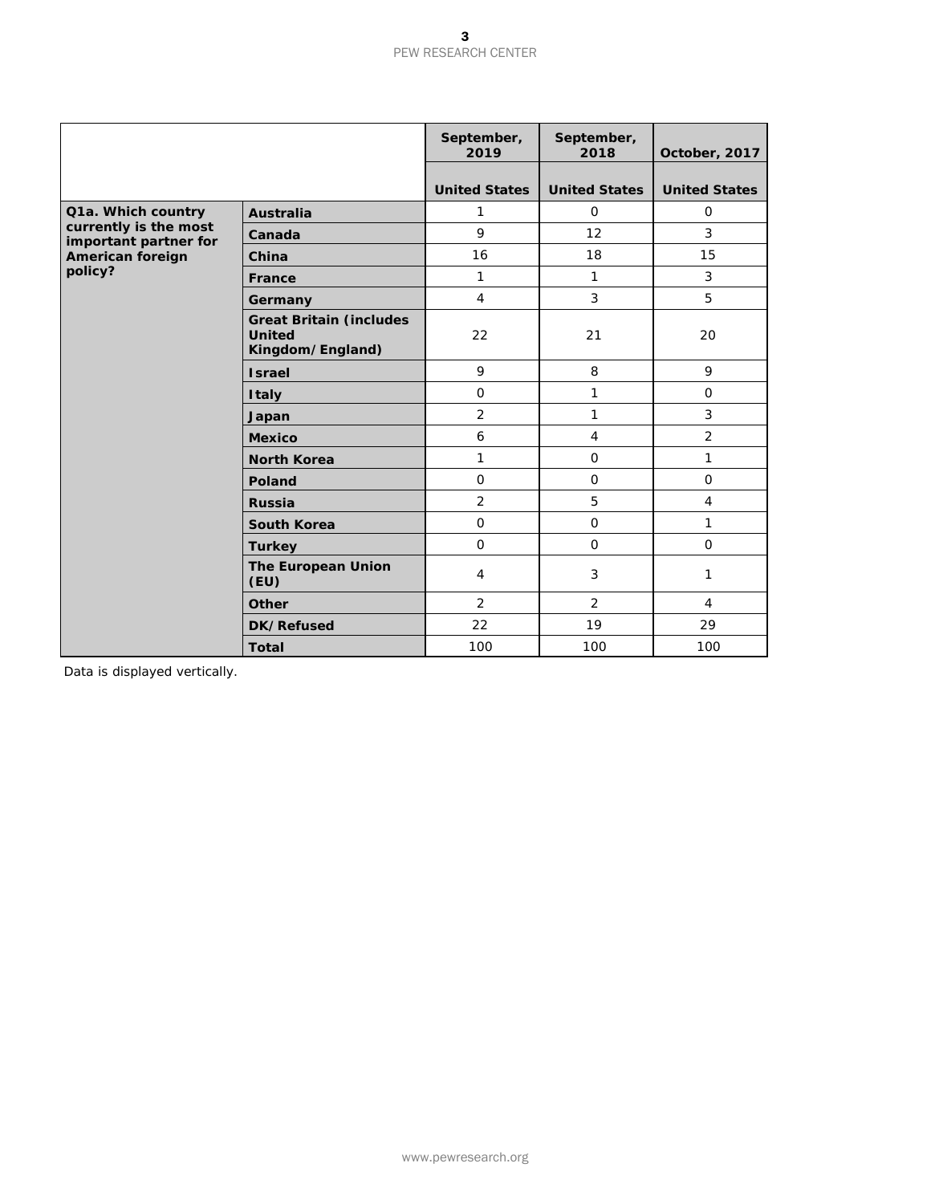| | | September, 2019 | September, 2018 | October, 2017 |
|---|---|---|---|---|
| | | United States | United States | United States |
| Q1a. Which country currently is the most important partner for American foreign policy? | Australia | 1 | 0 | 0 |
| | Canada | 9 | 12 | 3 |
| | China | 16 | 18 | 15 |
| | France | 1 | 1 | 3 |
| | Germany | 4 | 3 | 5 |
| | Great Britain (includes United Kingdom/England) | 22 | 21 | 20 |
| | Israel | 9 | 8 | 9 |
| | Italy | 0 | 1 | 0 |
| | Japan | 2 | 1 | 3 |
| | Mexico | 6 | 4 | 2 |
| | North Korea | 1 | 0 | 1 |
| | Poland | 0 | 0 | 0 |
| | Russia | 2 | 5 | 4 |
| | South Korea | 0 | 0 | 1 |
| | Turkey | 0 | 0 | 0 |
| | The European Union (EU) | 4 | 3 | 1 |
| | Other | 2 | 2 | 4 |
| | DK/Refused | 22 | 19 | 29 |
| | Total | 100 | 100 | 100 |

Data is displayed vertically.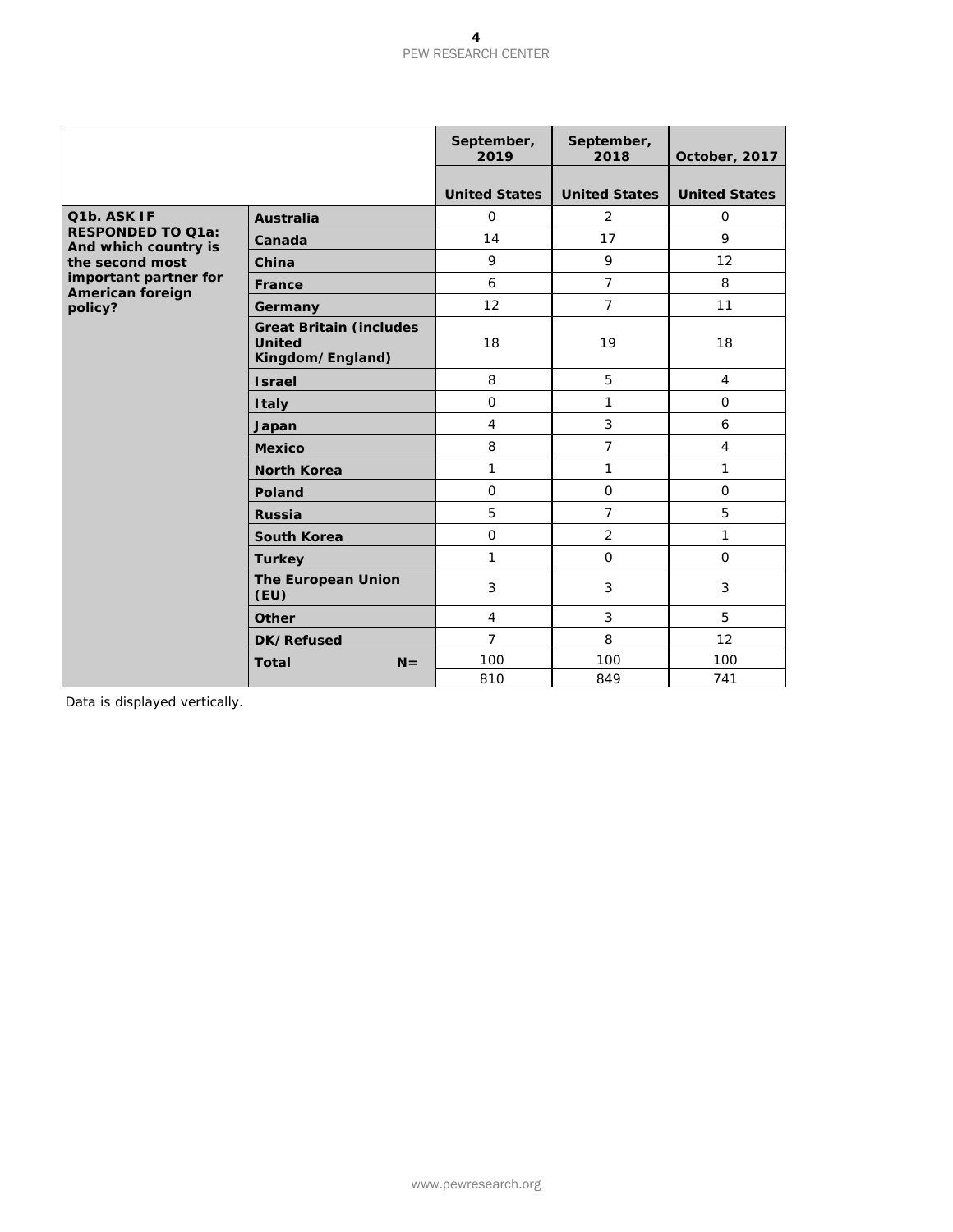| | | September, 2019 | September, 2018 | October, 2017 |
|---|---|---|---|---|
| | | United States | United States | United States |
| Q1b. ASK IF RESPONDED TO Q1a: And which country is the second most important partner for American foreign policy? | Australia | 0 | 2 | 0 |
| | Canada | 14 | 17 | 9 |
| | China | 9 | 9 | 12 |
| | France | 6 | 7 | 8 |
| | Germany | 12 | 7 | 11 |
| | Great Britain (includes United Kingdom/England) | 18 | 19 | 18 |
| | Israel | 8 | 5 | 4 |
| | Italy | 0 | 1 | 0 |
| | Japan | 4 | 3 | 6 |
| | Mexico | 8 | 7 | 4 |
| | North Korea | 1 | 1 | 1 |
| | Poland | 0 | 0 | 0 |
| | Russia | 5 | 7 | 5 |
| | South Korea | 0 | 2 | 1 |
| | Turkey | 1 | 0 | 0 |
| | The European Union (EU) | 3 | 3 | 3 |
| | Other | 4 | 3 | 5 |
| | DK/Refused | 7 | 8 | 12 |
| | Total | 100 | 100 | 100 |
| | N= | 810 | 849 | 741 |

Data is displayed vertically.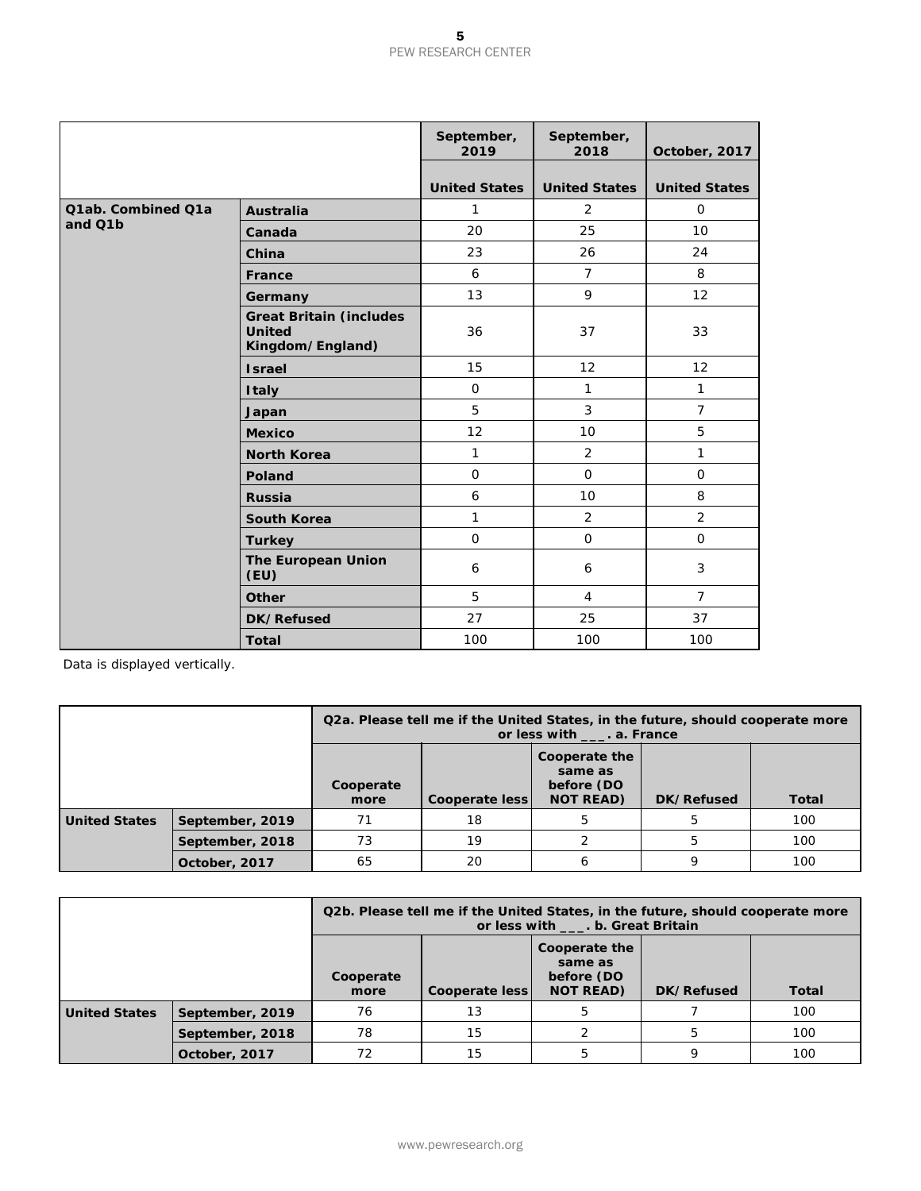| | | September, 2019 | September, 2018 | October, 2017 |
|---|---|---|---|---|
| | | United States | United States | United States |
| Q1ab. Combined Q1a and Q1b | Australia | 1 | 2 | 0 |
| | Canada | 20 | 25 | 10 |
| | China | 23 | 26 | 24 |
| | France | 6 | 7 | 8 |
| | Germany | 13 | 9 | 12 |
| | Great Britain (includes United Kingdom/England) | 36 | 37 | 33 |
| | Israel | 15 | 12 | 12 |
| | Italy | 0 | 1 | 1 |
| | Japan | 5 | 3 | 7 |
| | Mexico | 12 | 10 | 5 |
| | North Korea | 1 | 2 | 1 |
| | Poland | 0 | 0 | 0 |
| | Russia | 6 | 10 | 8 |
| | South Korea | 1 | 2 | 2 |
| | Turkey | 0 | 0 | 0 |
| | The European Union (EU) | 6 | 6 | 3 |
| | Other | 5 | 4 | 7 |
| | DK/Refused | 27 | 25 | 37 |
| | Total | 100 | 100 | 100 |

Data is displayed vertically.

| | | Q2a. Please tell me if the United States, in the future, should cooperate more or less with ___. a. France | | | | |
|---|---|---|---|---|---|---|
| | | Cooperate more | Cooperate less | Cooperate the same as before (DO NOT READ) | DK/Refused | Total |
| United States | September, 2019 | 71 | 18 | 5 | 5 | 100 |
| | September, 2018 | 73 | 19 | 2 | 5 | 100 |
| | October, 2017 | 65 | 20 | 6 | 9 | 100 |

| | | Q2b. Please tell me if the United States, in the future, should cooperate more or less with ___. b. Great Britain | | | | |
|---|---|---|---|---|---|---|
| | | Cooperate more | Cooperate less | Cooperate the same as before (DO NOT READ) | DK/Refused | Total |
| United States | September, 2019 | 76 | 13 | 5 | 7 | 100 |
| | September, 2018 | 78 | 15 | 2 | 5 | 100 |
| | October, 2017 | 72 | 15 | 5 | 9 | 100 |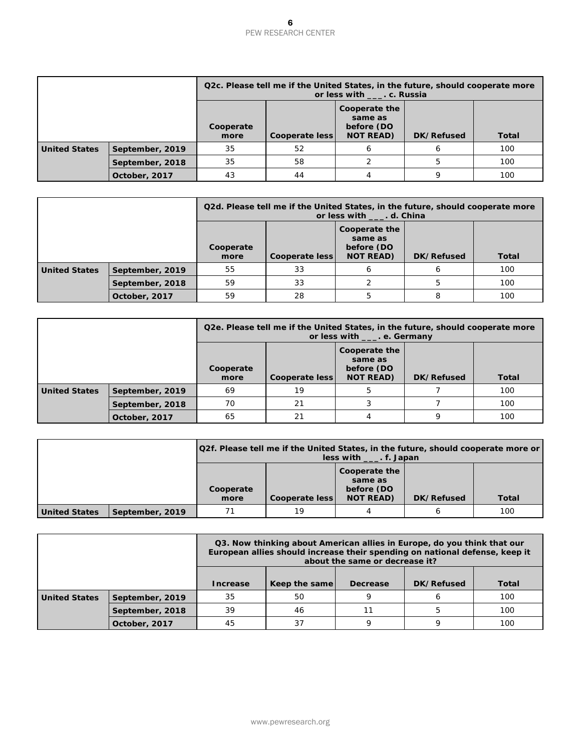| | | Q2c. Please tell me if the United States, in the future, should cooperate more or less with ___. c. Russia | | | | |
|---|---|---|---|---|---|---|
| | | Cooperate more | Cooperate less | Cooperate the same as before (DO NOT READ) | DK/Refused | Total |
| United States | September, 2019 | 35 | 52 | 6 | 6 | 100 |
| | September, 2018 | 35 | 58 | 2 | 5 | 100 |
| | October, 2017 | 43 | 44 | 4 | 9 | 100 |

| | | Q2d. Please tell me if the United States, in the future, should cooperate more or less with ___. d. China | | | | |
|---|---|---|---|---|---|---|
| | | Cooperate more | Cooperate less | Cooperate the same as before (DO NOT READ) | DK/Refused | Total |
| United States | September, 2019 | 55 | 33 | 6 | 6 | 100 |
| | September, 2018 | 59 | 33 | 2 | 5 | 100 |
| | October, 2017 | 59 | 28 | 5 | 8 | 100 |

| | | Q2e. Please tell me if the United States, in the future, should cooperate more or less with ___. e. Germany | | | | |
|---|---|---|---|---|---|---|
| | | Cooperate more | Cooperate less | Cooperate the same as before (DO NOT READ) | DK/Refused | Total |
| United States | September, 2019 | 69 | 19 | 5 | 7 | 100 |
| | September, 2018 | 70 | 21 | 3 | 7 | 100 |
| | October, 2017 | 65 | 21 | 4 | 9 | 100 |

| | | Q2f. Please tell me if the United States, in the future, should cooperate more or less with ___. f. Japan | | | | |
|---|---|---|---|---|---|---|
| | | Cooperate more | Cooperate less | Cooperate the same as before (DO NOT READ) | DK/Refused | Total |
| United States | September, 2019 | 71 | 19 | 4 | 6 | 100 |

| | | Q3. Now thinking about American allies in Europe, do you think that our European allies should increase their spending on national defense, keep it about the same or decrease it? | | | | |
|---|---|---|---|---|---|---|
| | | Increase | Keep the same | Decrease | DK/Refused | Total |
| United States | September, 2019 | 35 | 50 | 9 | 6 | 100 |
| | September, 2018 | 39 | 46 | 11 | 5 | 100 |
| | October, 2017 | 45 | 37 | 9 | 9 | 100 |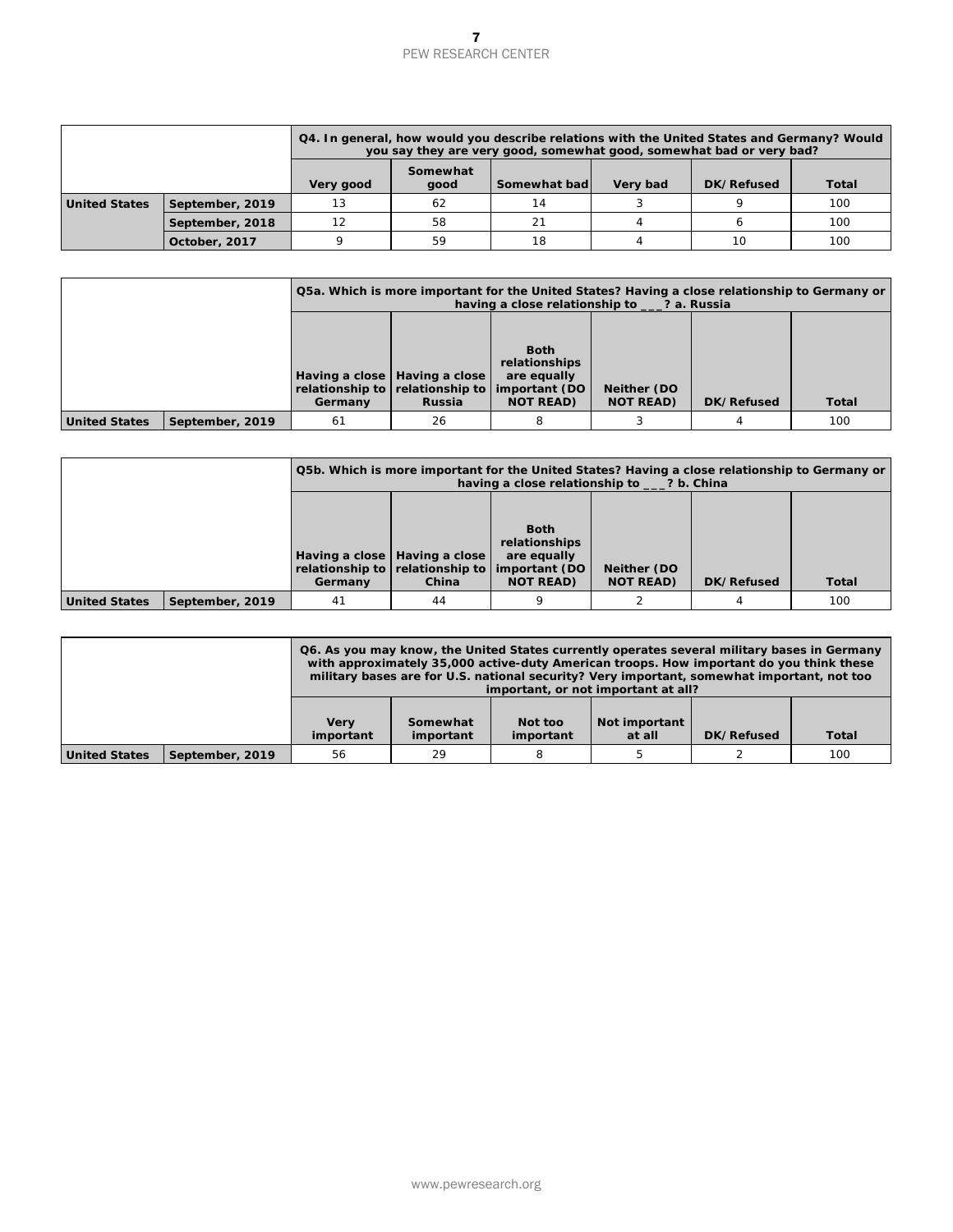| | | Q4. In general, how would you describe relations with the United States and Germany? Would you say they are very good, somewhat good, somewhat bad or very bad? | | | | | |
|---|---|---|---|---|---|---|---|
| | | Very good | Somewhat good | Somewhat bad | Very bad | DK/Refused | Total |
| United States | September, 2019 | 13 | 62 | 14 | 3 | 9 | 100 |
| | September, 2018 | 12 | 58 | 21 | 4 | 6 | 100 |
| | October, 2017 | 9 | 59 | 18 | 4 | 10 | 100 |

| | | Q5a. Which is more important for the United States? Having a close relationship to Germany or having a close relationship to ___? a. Russia | | | | | |
|---|---|---|---|---|---|---|---|
| | | Having a close relationship to Germany | Having a close relationship to Russia | Both relationships are equally important (DO NOT READ) | Neither (DO NOT READ) | DK/Refused | Total |
| United States | September, 2019 | 61 | 26 | 8 | 3 | 4 | 100 |

| | | Q5b. Which is more important for the United States? Having a close relationship to Germany or having a close relationship to ___? b. China | | | | | |
|---|---|---|---|---|---|---|---|
| | | Having a close relationship to Germany | Having a close relationship to China | Both relationships are equally important (DO NOT READ) | Neither (DO NOT READ) | DK/Refused | Total |
| United States | September, 2019 | 41 | 44 | 9 | 2 | 4 | 100 |

| | | Q6. As you may know, the United States currently operates several military bases in Germany with approximately 35,000 active-duty American troops. How important do you think these military bases are for U.S. national security? Very important, somewhat important, not too important, or not important at all? | | | | | |
|---|---|---|---|---|---|---|---|
| | | Very important | Somewhat important | Not too important | Not important at all | DK/Refused | Total |
| United States | September, 2019 | 56 | 29 | 8 | 5 | 2 | 100 |